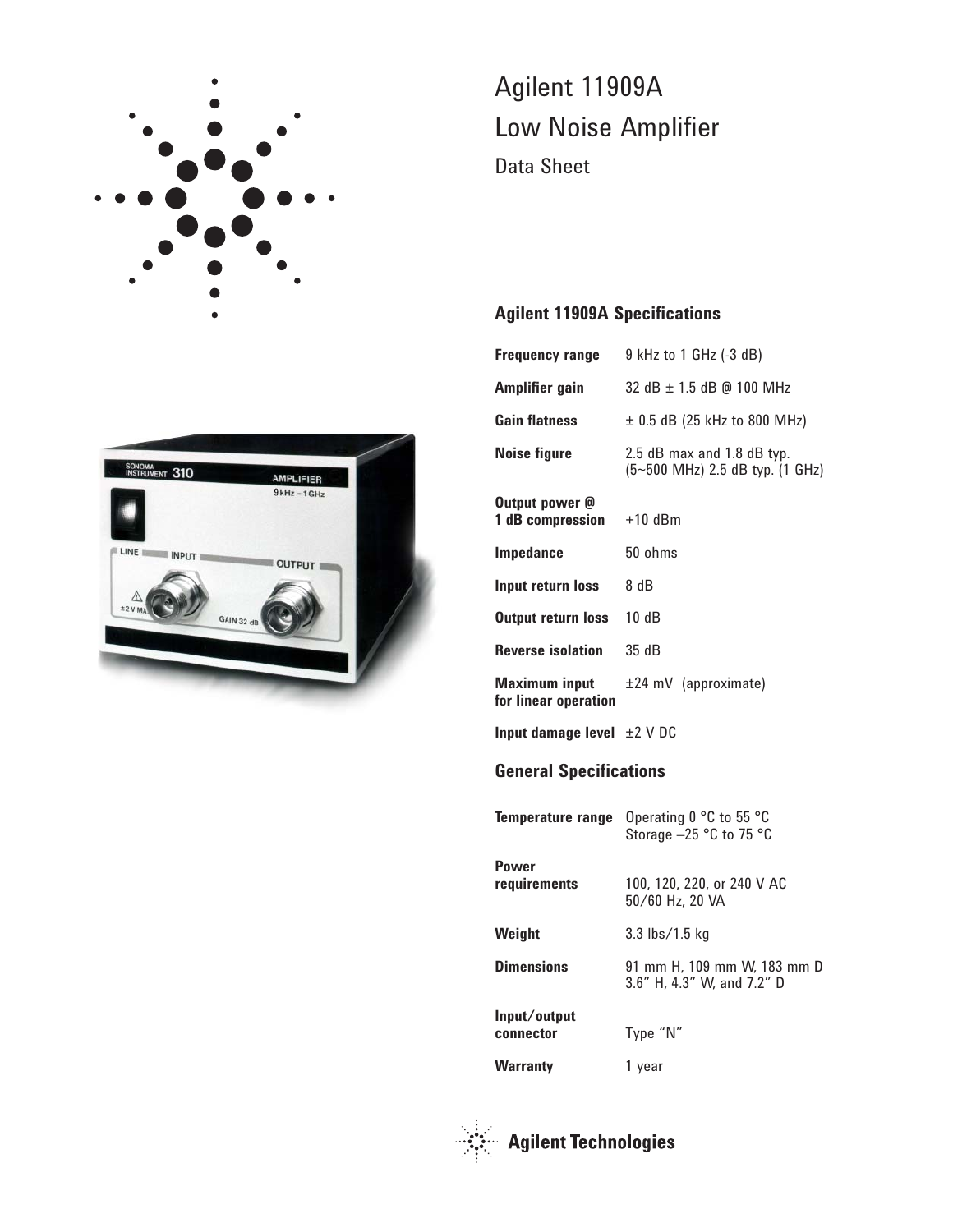# Agilent 11909A Low Noise Amplifier

Data Sheet

## Agilent 11909A Specifications

| | |
|---|---|
| **Frequency range** | 9 kHz to 1 GHz (-3 dB) |
| **Amplifier gain** | 32 dB ± 1.5 dB @ 100 MHz |
| **Gain flatness** | ± 0.5 dB (25 kHz to 800 MHz) |
| **Noise figure** | 2.5 dB max and 1.8 dB typ. (5~500 MHz) 2.5 dB typ. (1 GHz) |
| **Output power @ 1 dB compression** | +10 dBm |
| **Impedance** | 50 ohms |
| **Input return loss** | 8 dB |
| **Output return loss** | 10 dB |
| **Reverse isolation** | 35 dB |
| **Maximum input for linear operation** | ±24 mV (approximate) |
| **Input damage level** | ±2 V DC |

## General Specifications

| | |
|---|---|
| **Temperature range** | Operating 0 °C to 55 °C<br>Storage –25 °C to 75 °C |
| **Power requirements** | 100, 120, 220, or 240 V AC<br>50/60 Hz, 20 VA |
| **Weight** | 3.3 lbs/1.5 kg |
| **Dimensions** | 91 mm H, 109 mm W, 183 mm D<br>3.6" H, 4.3" W, and 7.2" D |
| **Input/output connector** | Type "N" |
| **Warranty** | 1 year |

Agilent Technologies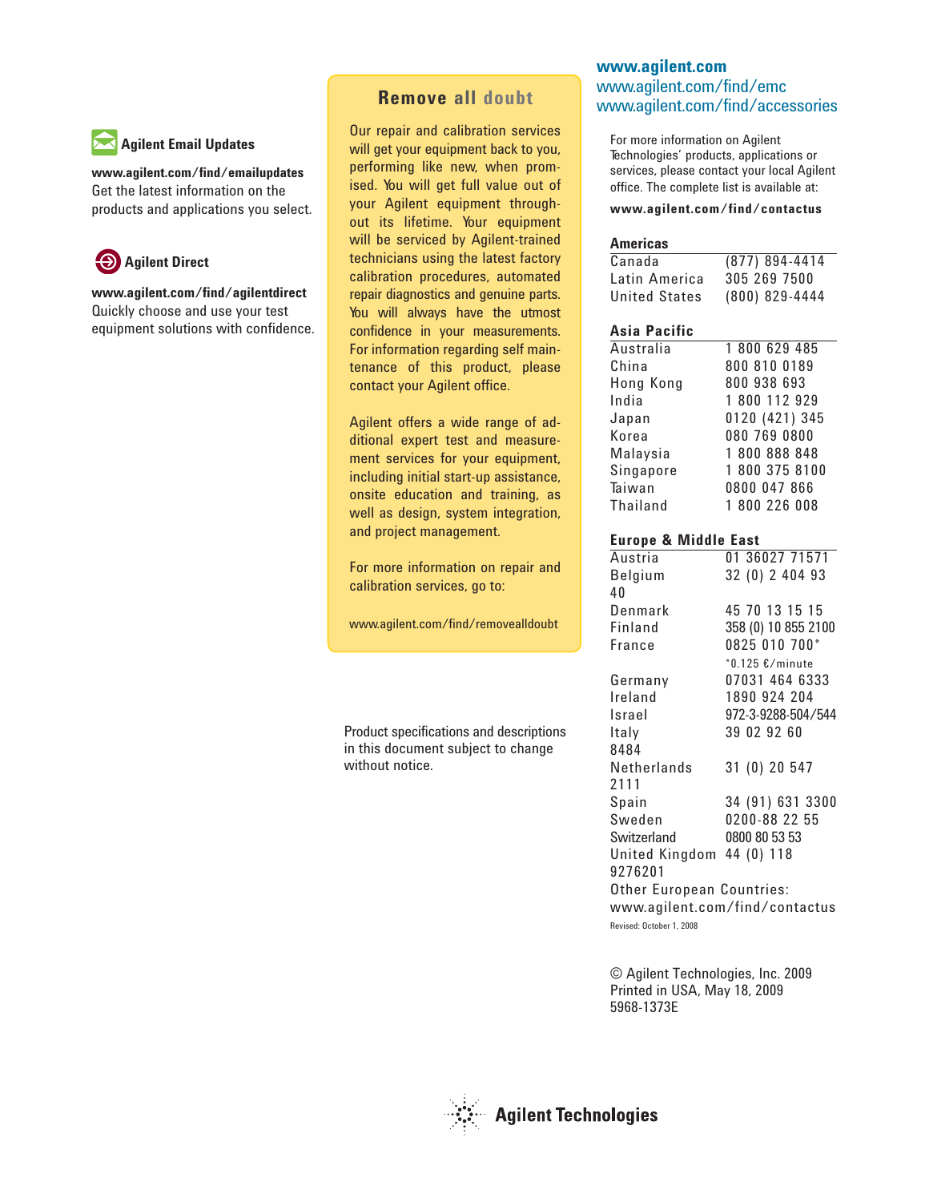**Agilent Email Updates**

**www.agilent.com/find/emailupdates**
Get the latest information on the products and applications you select.

**Agilent Direct**

**www.agilent.com/find/agilentdirect**
Quickly choose and use your test equipment solutions with confidence.

## Remove all doubt

Our repair and calibration services will get your equipment back to you, performing like new, when promised. You will get full value out of your Agilent equipment throughout its lifetime. Your equipment will be serviced by Agilent-trained technicians using the latest factory calibration procedures, automated repair diagnostics and genuine parts. You will always have the utmost confidence in your measurements. For information regarding self maintenance of this product, please contact your Agilent office.

Agilent offers a wide range of additional expert test and measurement services for your equipment, including initial start-up assistance, onsite education and training, as well as design, system integration, and project management.

For more information on repair and calibration services, go to:

www.agilent.com/find/removealldoubt

Product specifications and descriptions in this document subject to change without notice.

**www.agilent.com**
www.agilent.com/find/emc
www.agilent.com/find/accessories

For more information on Agilent Technologies' products, applications or services, please contact your local Agilent office. The complete list is available at:

**www.agilent.com/find/contactus**

**Americas**

| | |
|---|---|
| Canada | (877) 894-4414 |
| Latin America | 305 269 7500 |
| United States | (800) 829-4444 |

**Asia Pacific**

| | |
|---|---|
| Australia | 1 800 629 485 |
| China | 800 810 0189 |
| Hong Kong | 800 938 693 |
| India | 1 800 112 929 |
| Japan | 0120 (421) 345 |
| Korea | 080 769 0800 |
| Malaysia | 1 800 888 848 |
| Singapore | 1 800 375 8100 |
| Taiwan | 0800 047 866 |
| Thailand | 1 800 226 008 |

**Europe & Middle East**

| | |
|---|---|
| Austria | 01 36027 71571 |
| Belgium | 32 (0) 2 404 93 40 |
| Denmark | 45 70 13 15 15 |
| Finland | 358 (0) 10 855 2100 |
| France | 0825 010 700* *0.125 €/minute |
| Germany | 07031 464 6333 |
| Ireland | 1890 924 204 |
| Israel | 972-3-9288-504/544 |
| Italy | 39 02 92 60 8484 |
| Netherlands | 31 (0) 20 547 2111 |
| Spain | 34 (91) 631 3300 |
| Sweden | 0200-88 22 55 |
| Switzerland | 0800 80 53 53 |
| United Kingdom | 44 (0) 118 9276201 |

Other European Countries:
www.agilent.com/find/contactus

Revised: October 1, 2008

© Agilent Technologies, Inc. 2009
Printed in USA, May 18, 2009
5968-1373E

Agilent Technologies